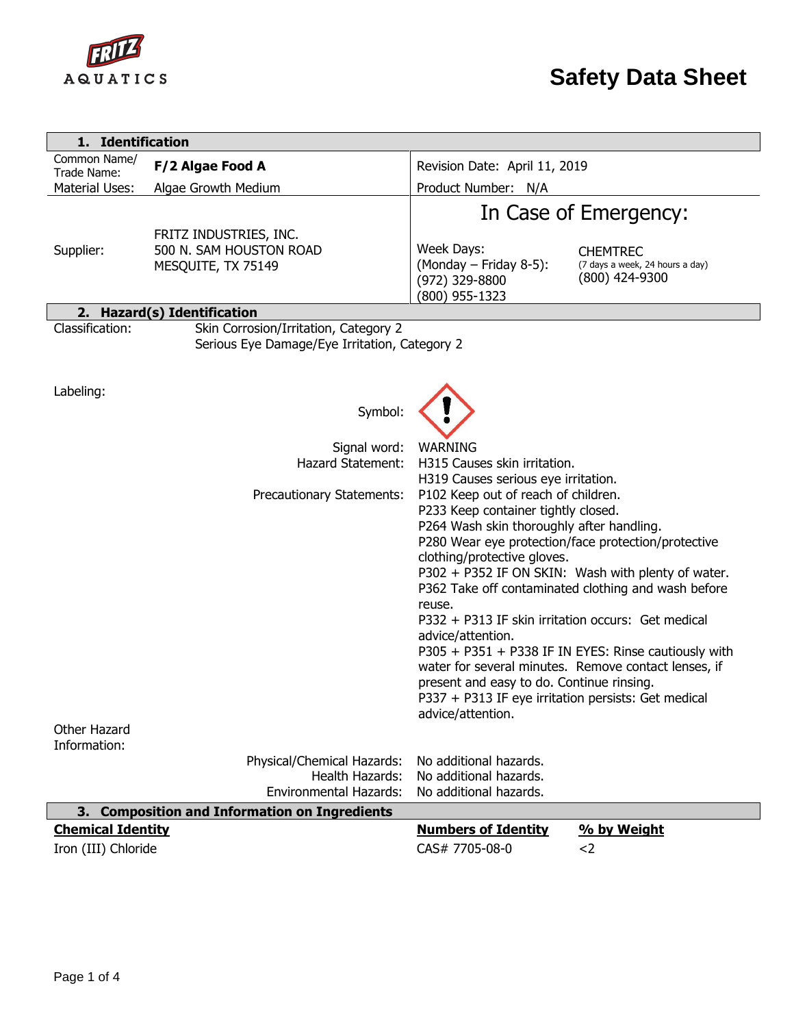FRITZ AQUATICS

# Safety Data Sheet

## 1. Identification

| | | | |
|---|---|---|---|
| Common Name/ Trade Name: | **F/2 Algae Food A** | Revision Date: April 11, 2019 | |
| Material Uses: | Algae Growth Medium | Product Number: N/A | |

**In Case of Emergency:**

| | | | |
|---|---|---|---|
| Supplier: | FRITZ INDUSTRIES, INC.<br>500 N. SAM HOUSTON ROAD<br>MESQUITE, TX 75149 | Week Days:<br>(Monday – Friday 8-5):<br>(972) 329-8800<br>(800) 955-1323 | CHEMTREC<br>(7 days a week, 24 hours a day)<br>(800) 424-9300 |

## 2. Hazard(s) Identification

Classification: Skin Corrosion/Irritation, Category 2
Serious Eye Damage/Eye Irritation, Category 2

Labeling:

Symbol:

Signal word: WARNING

Hazard Statement:
H315 Causes skin irritation.
H319 Causes serious eye irritation.

Precautionary Statements:
P102 Keep out of reach of children.
P233 Keep container tightly closed.
P264 Wash skin thoroughly after handling.
P280 Wear eye protection/face protection/protective clothing/protective gloves.
P302 + P352 IF ON SKIN: Wash with plenty of water.
P362 Take off contaminated clothing and wash before reuse.
P332 + P313 IF skin irritation occurs: Get medical advice/attention.
P305 + P351 + P338 IF IN EYES: Rinse cautiously with water for several minutes. Remove contact lenses, if present and easy to do. Continue rinsing.
P337 + P313 IF eye irritation persists: Get medical advice/attention.

Other Hazard Information:

Physical/Chemical Hazards: No additional hazards.
Health Hazards: No additional hazards.
Environmental Hazards: No additional hazards.

## 3. Composition and Information on Ingredients

| **Chemical Identity** | **Numbers of Identity** | **% by Weight** |
|---|---|---|
| Iron (III) Chloride | CAS# 7705-08-0 | <2 |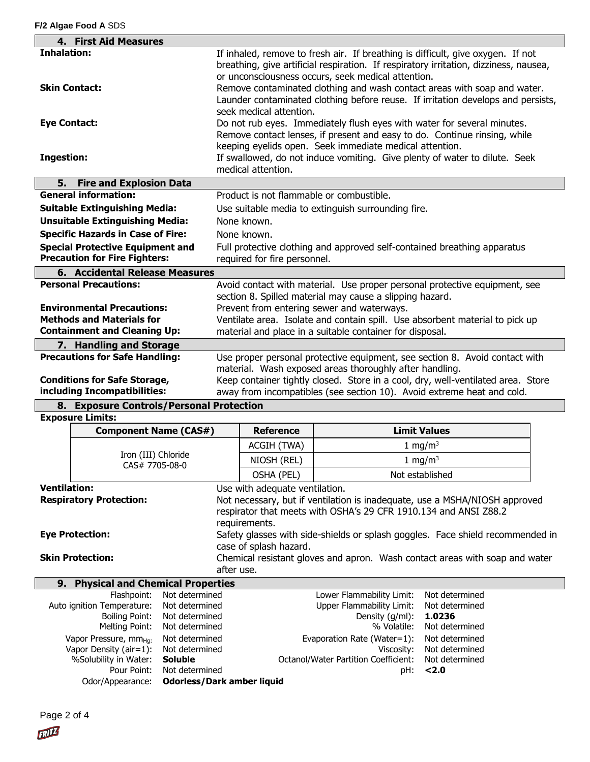## 4. First Aid Measures

**Inhalation:** If inhaled, remove to fresh air. If breathing is difficult, give oxygen. If not breathing, give artificial respiration. If respiratory irritation, dizziness, nausea, or unconsciousness occurs, seek medical attention.

**Skin Contact:** Remove contaminated clothing and wash contact areas with soap and water. Launder contaminated clothing before reuse. If irritation develops and persists, seek medical attention.

**Eye Contact:** Do not rub eyes. Immediately flush eyes with water for several minutes. Remove contact lenses, if present and easy to do. Continue rinsing, while keeping eyelids open. Seek immediate medical attention.

**Ingestion:** If swallowed, do not induce vomiting. Give plenty of water to dilute. Seek medical attention.

## 5. Fire and Explosion Data

**General information:** Product is not flammable or combustible.

**Suitable Extinguishing Media:** Use suitable media to extinguish surrounding fire.

**Unsuitable Extinguishing Media:** None known.

**Specific Hazards in Case of Fire:** None known.

**Special Protective Equipment and Precaution for Fire Fighters:** Full protective clothing and approved self-contained breathing apparatus required for fire personnel.

## 6. Accidental Release Measures

**Personal Precautions:** Avoid contact with material. Use proper personal protective equipment, see section 8. Spilled material may cause a slipping hazard.

**Environmental Precautions:** Prevent from entering sewer and waterways.

**Methods and Materials for Containment and Cleaning Up:** Ventilate area. Isolate and contain spill. Use absorbent material to pick up material and place in a suitable container for disposal.

## 7. Handling and Storage

**Precautions for Safe Handling:** Use proper personal protective equipment, see section 8. Avoid contact with material. Wash exposed areas thoroughly after handling.

**Conditions for Safe Storage, including Incompatibilities:** Keep container tightly closed. Store in a cool, dry, well-ventilated area. Store away from incompatibles (see section 10). Avoid extreme heat and cold.

## 8. Exposure Controls/Personal Protection

**Exposure Limits:**

| Component Name (CAS#) | Reference | Limit Values |
|---|---|---|
| Iron (III) Chloride CAS# 7705-08-0 | ACGIH (TWA) | 1 mg/m$^3$ |
| | NIOSH (REL) | 1 mg/m$^3$ |
| | OSHA (PEL) | Not established |

**Ventilation:** Use with adequate ventilation.

**Respiratory Protection:** Not necessary, but if ventilation is inadequate, use a MSHA/NIOSH approved respirator that meets with OSHA's 29 CFR 1910.134 and ANSI Z88.2 requirements.

**Eye Protection:** Safety glasses with side-shields or splash goggles. Face shield recommended in case of splash hazard.

**Skin Protection:** Chemical resistant gloves and apron. Wash contact areas with soap and water after use.

## 9. Physical and Chemical Properties

| Property | Value | Property | Value |
|---|---|---|---|
| Flashpoint: | Not determined | Lower Flammability Limit: | Not determined |
| Auto ignition Temperature: | Not determined | Upper Flammability Limit: | Not determined |
| Boiling Point: | Not determined | Density (g/ml): | **1.0236** |
| Melting Point: | Not determined | % Volatile: | Not determined |
| Vapor Pressure, $mm_{Hg}$: | Not determined | Evaporation Rate (Water=1): | Not determined |
| Vapor Density (air=1): | Not determined | Viscosity: | Not determined |
| %Solubility in Water: | **Soluble** | Octanol/Water Partition Coefficient: | Not determined |
| Pour Point: | Not determined | pH: | **<2.0** |
| Odor/Appearance: | **Odorless/Dark amber liquid** | | |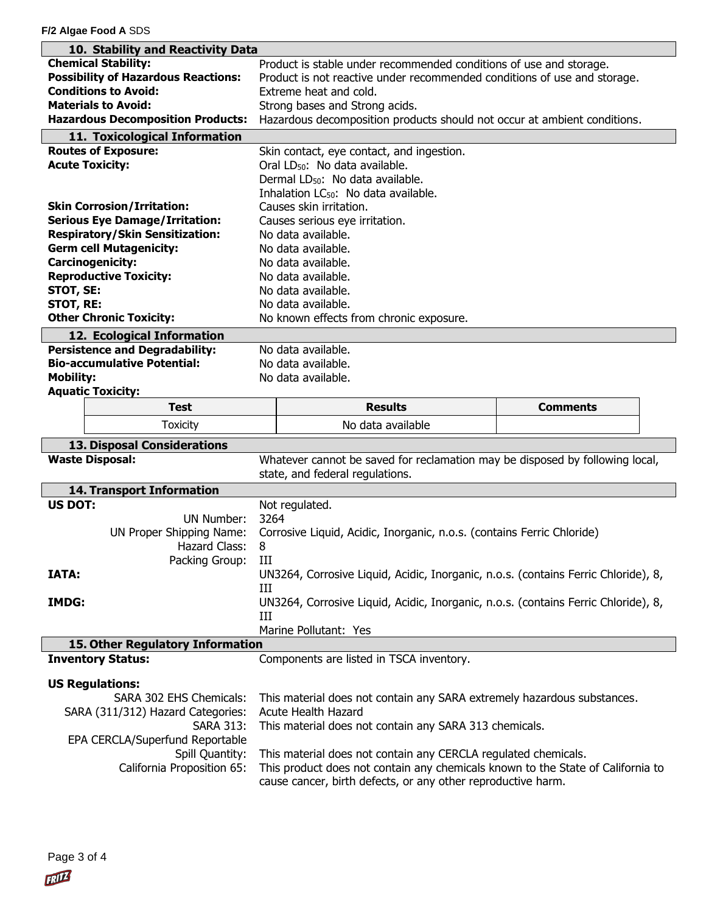## 10. Stability and Reactivity Data

**Chemical Stability:** Product is stable under recommended conditions of use and storage.
**Possibility of Hazardous Reactions:** Product is not reactive under recommended conditions of use and storage.
**Conditions to Avoid:** Extreme heat and cold.
**Materials to Avoid:** Strong bases and Strong acids.
**Hazardous Decomposition Products:** Hazardous decomposition products should not occur at ambient conditions.

## 11. Toxicological Information

**Routes of Exposure:** Skin contact, eye contact, and ingestion.
**Acute Toxicity:** Oral $LD_{50}$: No data available.
Dermal $LD_{50}$: No data available.
Inhalation $LC_{50}$: No data available.
**Skin Corrosion/Irritation:** Causes skin irritation.
**Serious Eye Damage/Irritation:** Causes serious eye irritation.
**Respiratory/Skin Sensitization:** No data available.
**Germ cell Mutagenicity:** No data available.
**Carcinogenicity:** No data available.
**Reproductive Toxicity:** No data available.
**STOT, SE:** No data available.
**STOT, RE:** No data available.
**Other Chronic Toxicity:** No known effects from chronic exposure.

## 12. Ecological Information

**Persistence and Degradability:** No data available.
**Bio-accumulative Potential:** No data available.
**Mobility:** No data available.
**Aquatic Toxicity:**

| Test | Results | Comments |
| --- | --- | --- |
| Toxicity | No data available | |

## 13. Disposal Considerations

**Waste Disposal:** Whatever cannot be saved for reclamation may be disposed by following local, state, and federal regulations.

## 14. Transport Information

**US DOT:** Not regulated.
UN Number: 3264
UN Proper Shipping Name: Corrosive Liquid, Acidic, Inorganic, n.o.s. (contains Ferric Chloride)
Hazard Class: 8
Packing Group: III

**IATA:** UN3264, Corrosive Liquid, Acidic, Inorganic, n.o.s. (contains Ferric Chloride), 8, III

**IMDG:** UN3264, Corrosive Liquid, Acidic, Inorganic, n.o.s. (contains Ferric Chloride), 8, III
Marine Pollutant: Yes

## 15. Other Regulatory Information

**Inventory Status:** Components are listed in TSCA inventory.

**US Regulations:**
SARA 302 EHS Chemicals: This material does not contain any SARA extremely hazardous substances.
SARA (311/312) Hazard Categories: Acute Health Hazard
SARA 313: This material does not contain any SARA 313 chemicals.
EPA CERCLA/Superfund Reportable Spill Quantity: This material does not contain any CERCLA regulated chemicals.
California Proposition 65: This product does not contain any chemicals known to the State of California to cause cancer, birth defects, or any other reproductive harm.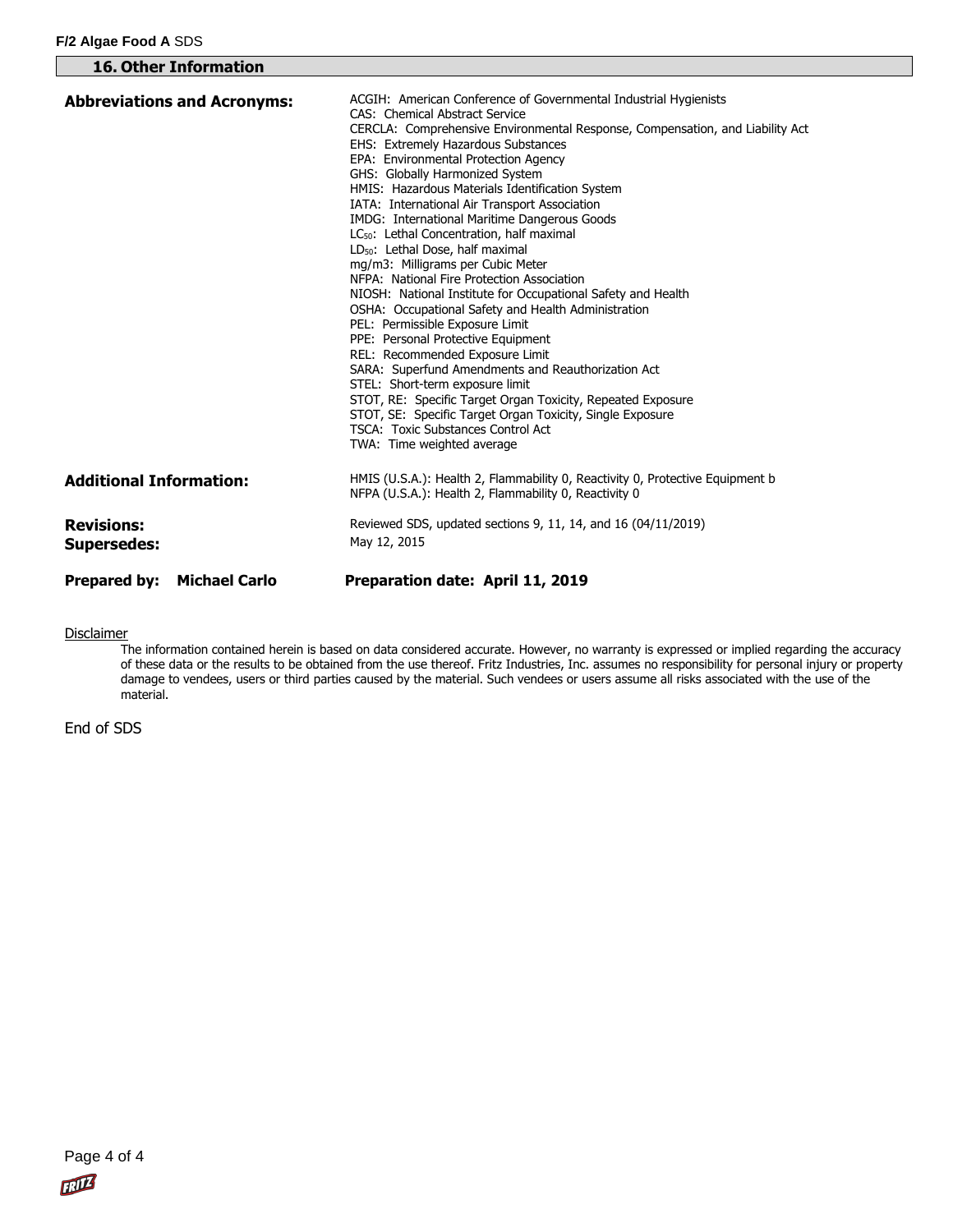## 16. Other Information

**Abbreviations and Acronyms:**

ACGIH: American Conference of Governmental Industrial Hygienists
CAS: Chemical Abstract Service
CERCLA: Comprehensive Environmental Response, Compensation, and Liability Act
EHS: Extremely Hazardous Substances
EPA: Environmental Protection Agency
GHS: Globally Harmonized System
HMIS: Hazardous Materials Identification System
IATA: International Air Transport Association
IMDG: International Maritime Dangerous Goods
$LC_{50}$: Lethal Concentration, half maximal
$LD_{50}$: Lethal Dose, half maximal
mg/m3: Milligrams per Cubic Meter
NFPA: National Fire Protection Association
NIOSH: National Institute for Occupational Safety and Health
OSHA: Occupational Safety and Health Administration
PEL: Permissible Exposure Limit
PPE: Personal Protective Equipment
REL: Recommended Exposure Limit
SARA: Superfund Amendments and Reauthorization Act
STEL: Short-term exposure limit
STOT, RE: Specific Target Organ Toxicity, Repeated Exposure
STOT, SE: Specific Target Organ Toxicity, Single Exposure
TSCA: Toxic Substances Control Act
TWA: Time weighted average

**Additional Information:**

HMIS (U.S.A.): Health 2, Flammability 0, Reactivity 0, Protective Equipment b
NFPA (U.S.A.): Health 2, Flammability 0, Reactivity 0

**Revisions:** Reviewed SDS, updated sections 9, 11, 14, and 16 (04/11/2019)

**Supersedes:** May 12, 2015

**Prepared by: Michael Carlo** **Preparation date: April 11, 2019**

Disclaimer

The information contained herein is based on data considered accurate. However, no warranty is expressed or implied regarding the accuracy of these data or the results to be obtained from the use thereof. Fritz Industries, Inc. assumes no responsibility for personal injury or property damage to vendees, users or third parties caused by the material. Such vendees or users assume all risks associated with the use of the material.

End of SDS